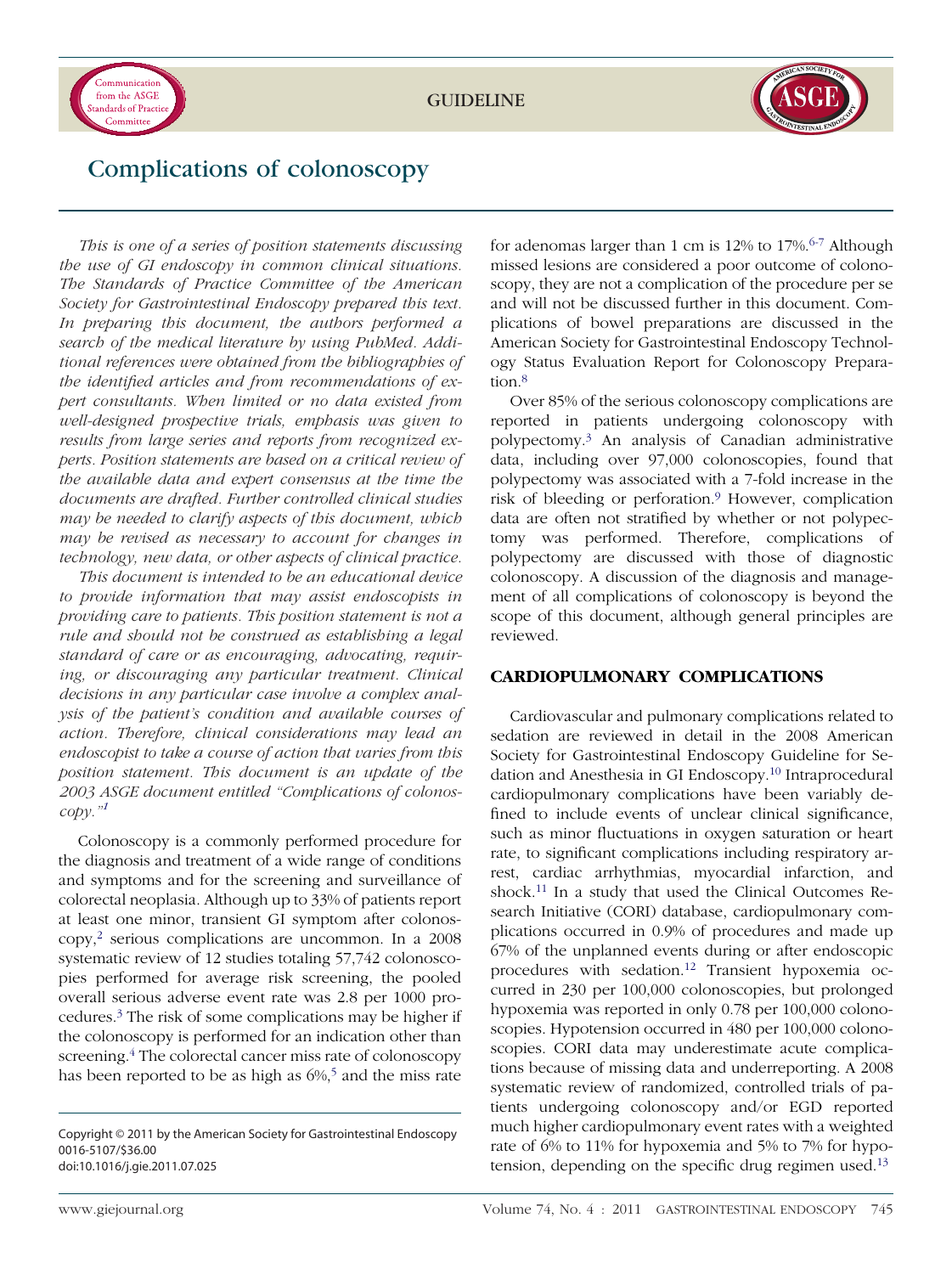GUIDELINE

# Complications of colonoscopy

*This is one of a series of position statements discussing the use of GI endoscopy in common clinical situations. The Standards of Practice Committee of the American Society for Gastrointestinal Endoscopy prepared this text. In preparing this document, the authors performed a search of the medical literature by using PubMed. Additional references were obtained from the bibliographies of the identified articles and from recommendations of expert consultants. When limited or no data existed from well-designed prospective trials, emphasis was given to results from large series and reports from recognized experts. Position statements are based on a critical review of the available data and expert consensus at the time the documents are drafted. Further controlled clinical studies may be needed to clarify aspects of this document, which may be revised as necessary to account for changes in technology, new data, or other aspects of clinical practice.*

*This document is intended to be an educational device to provide information that may assist endoscopists in providing care to patients. This position statement is not a rule and should not be construed as establishing a legal standard of care or as encouraging, advocating, requiring, or discouraging any particular treatment. Clinical decisions in any particular case involve a complex analysis of the patient's condition and available courses of action. Therefore, clinical considerations may lead an endoscopist to take a course of action that varies from this position statement. This document is an update of the 2003 ASGE document entitled "Complications of colonoscopy."[1]*

Colonoscopy is a commonly performed procedure for the diagnosis and treatment of a wide range of conditions and symptoms and for the screening and surveillance of colorectal neoplasia. Although up to 33% of patients report at least one minor, transient GI symptom after colonoscopy,[2] serious complications are uncommon. In a 2008 systematic review of 12 studies totaling 57,742 colonoscopies performed for average risk screening, the pooled overall serious adverse event rate was 2.8 per 1000 procedures.[3] The risk of some complications may be higher if the colonoscopy is performed for an indication other than screening.[4] The colorectal cancer miss rate of colonoscopy has been reported to be as high as 6%,[5] and the miss rate for adenomas larger than 1 cm is 12% to 17%.[6-7] Although missed lesions are considered a poor outcome of colonoscopy, they are not a complication of the procedure per se and will not be discussed further in this document. Complications of bowel preparations are discussed in the American Society for Gastrointestinal Endoscopy Technology Status Evaluation Report for Colonoscopy Preparation.[8]

Over 85% of the serious colonoscopy complications are reported in patients undergoing colonoscopy with polypectomy.[3] An analysis of Canadian administrative data, including over 97,000 colonoscopies, found that polypectomy was associated with a 7-fold increase in the risk of bleeding or perforation.[9] However, complication data are often not stratified by whether or not polypectomy was performed. Therefore, complications of polypectomy are discussed with those of diagnostic colonoscopy. A discussion of the diagnosis and management of all complications of colonoscopy is beyond the scope of this document, although general principles are reviewed.

## CARDIOPULMONARY COMPLICATIONS

Cardiovascular and pulmonary complications related to sedation are reviewed in detail in the 2008 American Society for Gastrointestinal Endoscopy Guideline for Sedation and Anesthesia in GI Endoscopy.[10] Intraprocedural cardiopulmonary complications have been variably defined to include events of unclear clinical significance, such as minor fluctuations in oxygen saturation or heart rate, to significant complications including respiratory arrest, cardiac arrhythmias, myocardial infarction, and shock.[11] In a study that used the Clinical Outcomes Research Initiative (CORI) database, cardiopulmonary complications occurred in 0.9% of procedures and made up 67% of the unplanned events during or after endoscopic procedures with sedation.[12] Transient hypoxemia occurred in 230 per 100,000 colonoscopies, but prolonged hypoxemia was reported in only 0.78 per 100,000 colonoscopies. Hypotension occurred in 480 per 100,000 colonoscopies. CORI data may underestimate acute complications because of missing data and underreporting. A 2008 systematic review of randomized, controlled trials of patients undergoing colonoscopy and/or EGD reported much higher cardiopulmonary event rates with a weighted rate of 6% to 11% for hypoxemia and 5% to 7% for hypotension, depending on the specific drug regimen used.[13]

Copyright © 2011 by the American Society for Gastrointestinal Endoscopy
0016-5107/$36.00
doi:10.1016/j.gie.2011.07.025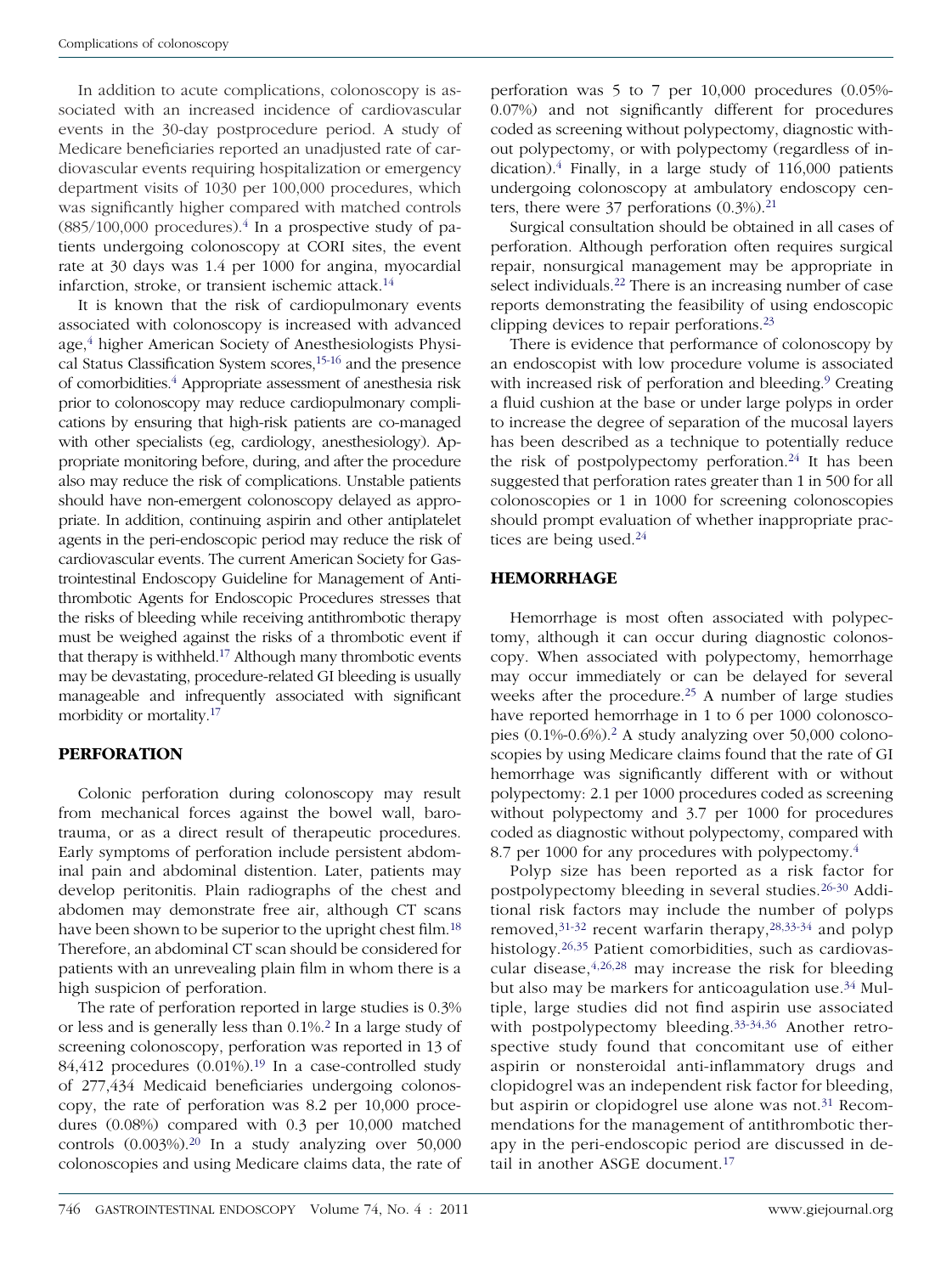In addition to acute complications, colonoscopy is associated with an increased incidence of cardiovascular events in the 30-day postprocedure period. A study of Medicare beneficiaries reported an unadjusted rate of cardiovascular events requiring hospitalization or emergency department visits of 1030 per 100,000 procedures, which was significantly higher compared with matched controls (885/100,000 procedures).[4] In a prospective study of patients undergoing colonoscopy at CORI sites, the event rate at 30 days was 1.4 per 1000 for angina, myocardial infarction, stroke, or transient ischemic attack.[14]

It is known that the risk of cardiopulmonary events associated with colonoscopy is increased with advanced age,[4] higher American Society of Anesthesiologists Physical Status Classification System scores,[15-16] and the presence of comorbidities.[4] Appropriate assessment of anesthesia risk prior to colonoscopy may reduce cardiopulmonary complications by ensuring that high-risk patients are co-managed with other specialists (eg, cardiology, anesthesiology). Appropriate monitoring before, during, and after the procedure also may reduce the risk of complications. Unstable patients should have non-emergent colonoscopy delayed as appropriate. In addition, continuing aspirin and other antiplatelet agents in the peri-endoscopic period may reduce the risk of cardiovascular events. The current American Society for Gastrointestinal Endoscopy Guideline for Management of Antithrombotic Agents for Endoscopic Procedures stresses that the risks of bleeding while receiving antithrombotic therapy must be weighed against the risks of a thrombotic event if that therapy is withheld.[17] Although many thrombotic events may be devastating, procedure-related GI bleeding is usually manageable and infrequently associated with significant morbidity or mortality.[17]

## PERFORATION

Colonic perforation during colonoscopy may result from mechanical forces against the bowel wall, barotrauma, or as a direct result of therapeutic procedures. Early symptoms of perforation include persistent abdominal pain and abdominal distention. Later, patients may develop peritonitis. Plain radiographs of the chest and abdomen may demonstrate free air, although CT scans have been shown to be superior to the upright chest film.[18] Therefore, an abdominal CT scan should be considered for patients with an unrevealing plain film in whom there is a high suspicion of perforation.

The rate of perforation reported in large studies is 0.3% or less and is generally less than 0.1%.[2] In a large study of screening colonoscopy, perforation was reported in 13 of 84,412 procedures (0.01%).[19] In a case-controlled study of 277,434 Medicaid beneficiaries undergoing colonoscopy, the rate of perforation was 8.2 per 10,000 procedures (0.08%) compared with 0.3 per 10,000 matched controls (0.003%).[20] In a study analyzing over 50,000 colonoscopies and using Medicare claims data, the rate of perforation was 5 to 7 per 10,000 procedures (0.05%-0.07%) and not significantly different for procedures coded as screening without polypectomy, diagnostic without polypectomy, or with polypectomy (regardless of indication).[4] Finally, in a large study of 116,000 patients undergoing colonoscopy at ambulatory endoscopy centers, there were 37 perforations (0.3%).[21]

Surgical consultation should be obtained in all cases of perforation. Although perforation often requires surgical repair, nonsurgical management may be appropriate in select individuals.[22] There is an increasing number of case reports demonstrating the feasibility of using endoscopic clipping devices to repair perforations.[23]

There is evidence that performance of colonoscopy by an endoscopist with low procedure volume is associated with increased risk of perforation and bleeding.[9] Creating a fluid cushion at the base or under large polyps in order to increase the degree of separation of the mucosal layers has been described as a technique to potentially reduce the risk of postpolypectomy perforation.[24] It has been suggested that perforation rates greater than 1 in 500 for all colonoscopies or 1 in 1000 for screening colonoscopies should prompt evaluation of whether inappropriate practices are being used.[24]

## HEMORRHAGE

Hemorrhage is most often associated with polypectomy, although it can occur during diagnostic colonoscopy. When associated with polypectomy, hemorrhage may occur immediately or can be delayed for several weeks after the procedure.[25] A number of large studies have reported hemorrhage in 1 to 6 per 1000 colonoscopies (0.1%-0.6%).[2] A study analyzing over 50,000 colonoscopies by using Medicare claims found that the rate of GI hemorrhage was significantly different with or without polypectomy: 2.1 per 1000 procedures coded as screening without polypectomy and 3.7 per 1000 for procedures coded as diagnostic without polypectomy, compared with 8.7 per 1000 for any procedures with polypectomy.[4]

Polyp size has been reported as a risk factor for postpolypectomy bleeding in several studies.[26-30] Additional risk factors may include the number of polyps removed,[31-32] recent warfarin therapy,[28,33-34] and polyp histology.[26,35] Patient comorbidities, such as cardiovascular disease,[4,26,28] may increase the risk for bleeding but also may be markers for anticoagulation use.[34] Multiple, large studies did not find aspirin use associated with postpolypectomy bleeding.[33-34,36] Another retrospective study found that concomitant use of either aspirin or nonsteroidal anti-inflammatory drugs and clopidogrel was an independent risk factor for bleeding, but aspirin or clopidogrel use alone was not.[31] Recommendations for the management of antithrombotic therapy in the peri-endoscopic period are discussed in detail in another ASGE document.[17]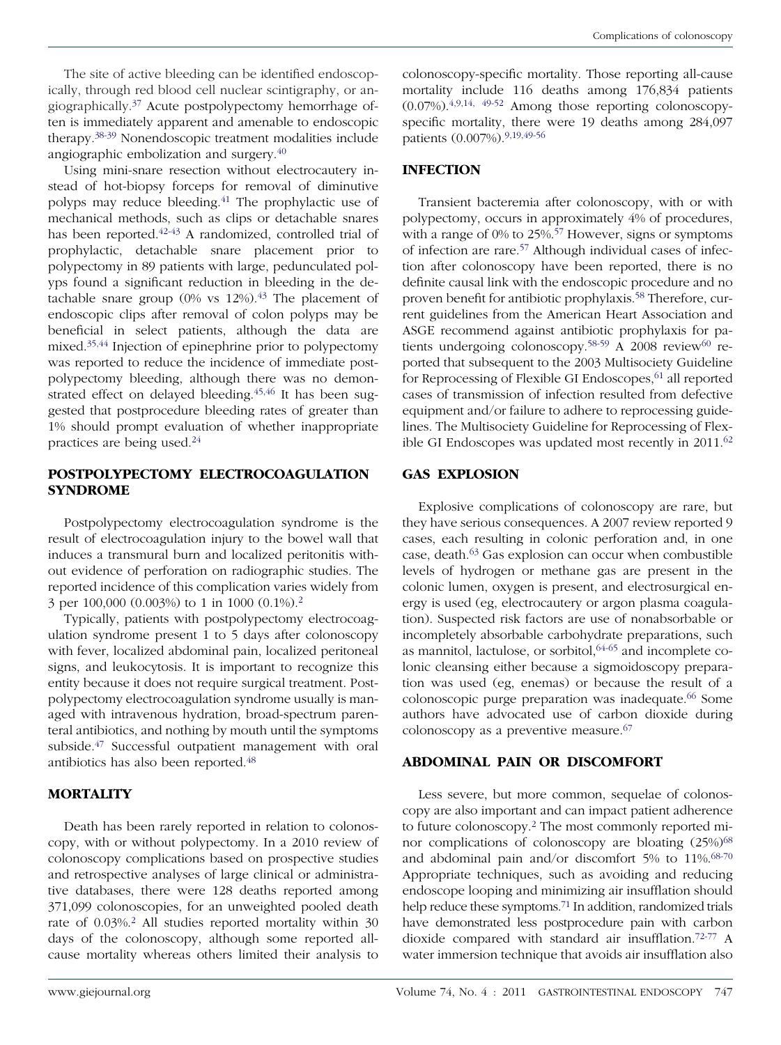The site of active bleeding can be identified endoscopically, through red blood cell nuclear scintigraphy, or angiographically.[37] Acute postpolypectomy hemorrhage often is immediately apparent and amenable to endoscopic therapy.[38-39] Nonendoscopic treatment modalities include angiographic embolization and surgery.[40]

Using mini-snare resection without electrocautery instead of hot-biopsy forceps for removal of diminutive polyps may reduce bleeding.[41] The prophylactic use of mechanical methods, such as clips or detachable snares has been reported.[42-43] A randomized, controlled trial of prophylactic, detachable snare placement prior to polypectomy in 89 patients with large, pedunculated polyps found a significant reduction in bleeding in the detachable snare group (0% vs 12%).[43] The placement of endoscopic clips after removal of colon polyps may be beneficial in select patients, although the data are mixed.[35,44] Injection of epinephrine prior to polypectomy was reported to reduce the incidence of immediate postpolypectomy bleeding, although there was no demonstrated effect on delayed bleeding.[45,46] It has been suggested that postprocedure bleeding rates of greater than 1% should prompt evaluation of whether inappropriate practices are being used.[24]

## POSTPOLYPECTOMY ELECTROCOAGULATION SYNDROME

Postpolypectomy electrocoagulation syndrome is the result of electrocoagulation injury to the bowel wall that induces a transmural burn and localized peritonitis without evidence of perforation on radiographic studies. The reported incidence of this complication varies widely from 3 per 100,000 (0.003%) to 1 in 1000 (0.1%).[2]

Typically, patients with postpolypectomy electrocoagulation syndrome present 1 to 5 days after colonoscopy with fever, localized abdominal pain, localized peritoneal signs, and leukocytosis. It is important to recognize this entity because it does not require surgical treatment. Postpolypectomy electrocoagulation syndrome usually is managed with intravenous hydration, broad-spectrum parenteral antibiotics, and nothing by mouth until the symptoms subside.[47] Successful outpatient management with oral antibiotics has also been reported.[48]

## MORTALITY

Death has been rarely reported in relation to colonoscopy, with or without polypectomy. In a 2010 review of colonoscopy complications based on prospective studies and retrospective analyses of large clinical or administrative databases, there were 128 deaths reported among 371,099 colonoscopies, for an unweighted pooled death rate of 0.03%.[2] All studies reported mortality within 30 days of the colonoscopy, although some reported all-cause mortality whereas others limited their analysis to colonoscopy-specific mortality. Those reporting all-cause mortality include 116 deaths among 176,834 patients (0.07%).[4,9,14,49-52] Among those reporting colonoscopy-specific mortality, there were 19 deaths among 284,097 patients (0.007%).[9,19,49-56]

## INFECTION

Transient bacteremia after colonoscopy, with or with polypectomy, occurs in approximately 4% of procedures, with a range of 0% to 25%.[57] However, signs or symptoms of infection are rare.[57] Although individual cases of infection after colonoscopy have been reported, there is no definite causal link with the endoscopic procedure and no proven benefit for antibiotic prophylaxis.[58] Therefore, current guidelines from the American Heart Association and ASGE recommend against antibiotic prophylaxis for patients undergoing colonoscopy.[58-59] A 2008 review[60] reported that subsequent to the 2003 Multisociety Guideline for Reprocessing of Flexible GI Endoscopes,[61] all reported cases of transmission of infection resulted from defective equipment and/or failure to adhere to reprocessing guidelines. The Multisociety Guideline for Reprocessing of Flexible GI Endoscopes was updated most recently in 2011.[62]

## GAS EXPLOSION

Explosive complications of colonoscopy are rare, but they have serious consequences. A 2007 review reported 9 cases, each resulting in colonic perforation and, in one case, death.[63] Gas explosion can occur when combustible levels of hydrogen or methane gas are present in the colonic lumen, oxygen is present, and electrosurgical energy is used (eg, electrocautery or argon plasma coagulation). Suspected risk factors are use of nonabsorbable or incompletely absorbable carbohydrate preparations, such as mannitol, lactulose, or sorbitol,[64-65] and incomplete colonic cleansing either because a sigmoidoscopy preparation was used (eg, enemas) or because the result of a colonoscopic purge preparation was inadequate.[66] Some authors have advocated use of carbon dioxide during colonoscopy as a preventive measure.[67]

## ABDOMINAL PAIN OR DISCOMFORT

Less severe, but more common, sequelae of colonoscopy are also important and can impact patient adherence to future colonoscopy.[2] The most commonly reported minor complications of colonoscopy are bloating (25%)[68] and abdominal pain and/or discomfort 5% to 11%.[68-70] Appropriate techniques, such as avoiding and reducing endoscope looping and minimizing air insufflation should help reduce these symptoms.[71] In addition, randomized trials have demonstrated less postprocedure pain with carbon dioxide compared with standard air insufflation.[72-77] A water immersion technique that avoids air insufflation also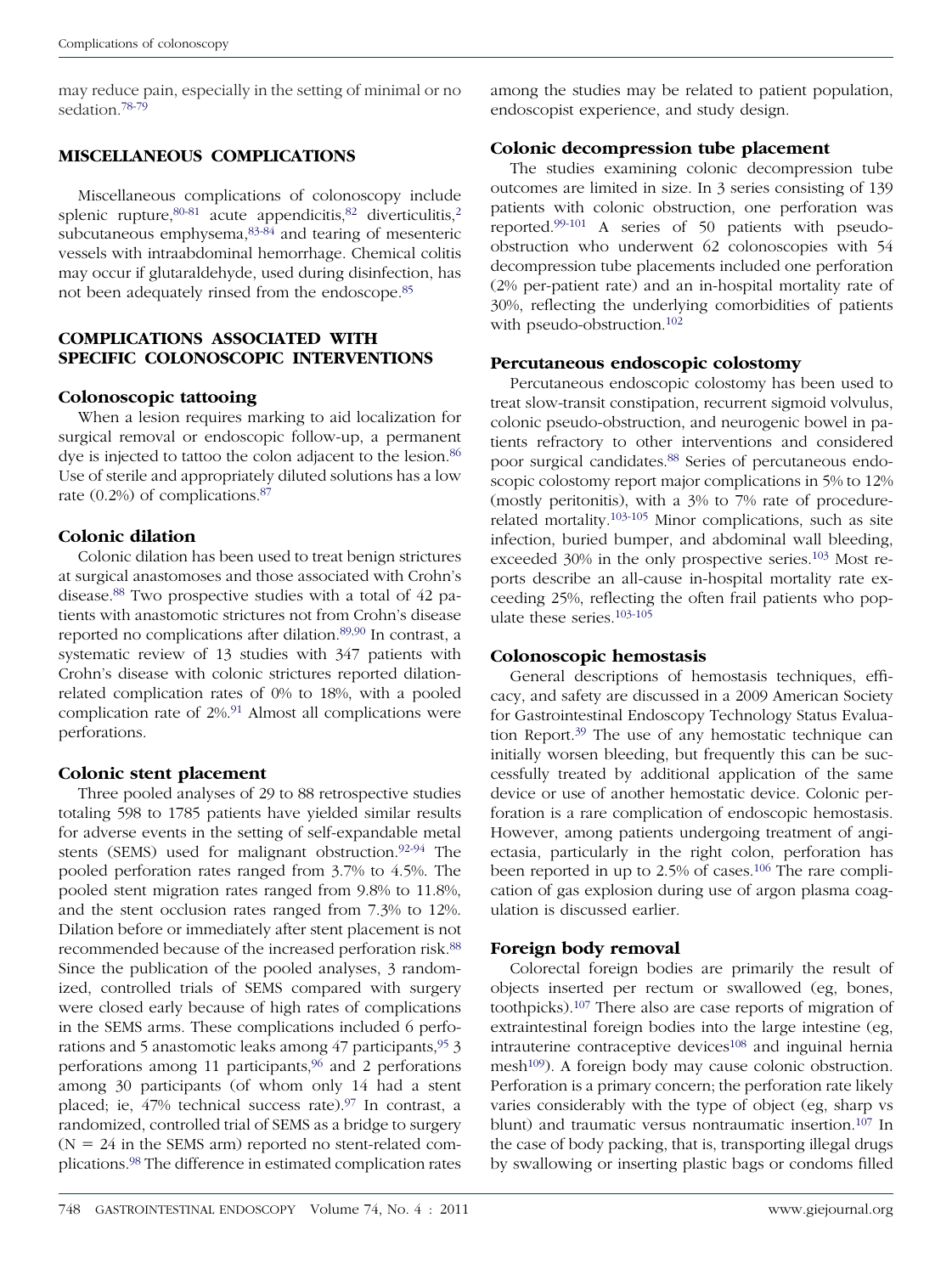may reduce pain, especially in the setting of minimal or no sedation.[78-79]

## MISCELLANEOUS COMPLICATIONS

Miscellaneous complications of colonoscopy include splenic rupture,[80-81] acute appendicitis,[82] diverticulitis,[2] subcutaneous emphysema,[83-84] and tearing of mesenteric vessels with intraabdominal hemorrhage. Chemical colitis may occur if glutaraldehyde, used during disinfection, has not been adequately rinsed from the endoscope.[85]

## COMPLICATIONS ASSOCIATED WITH SPECIFIC COLONOSCOPIC INTERVENTIONS

### Colonoscopic tattooing

When a lesion requires marking to aid localization for surgical removal or endoscopic follow-up, a permanent dye is injected to tattoo the colon adjacent to the lesion.[86] Use of sterile and appropriately diluted solutions has a low rate (0.2%) of complications.[87]

### Colonic dilation

Colonic dilation has been used to treat benign strictures at surgical anastomoses and those associated with Crohn's disease.[88] Two prospective studies with a total of 42 patients with anastomotic strictures not from Crohn's disease reported no complications after dilation.[89,90] In contrast, a systematic review of 13 studies with 347 patients with Crohn's disease with colonic strictures reported dilation-related complication rates of 0% to 18%, with a pooled complication rate of 2%.[91] Almost all complications were perforations.

### Colonic stent placement

Three pooled analyses of 29 to 88 retrospective studies totaling 598 to 1785 patients have yielded similar results for adverse events in the setting of self-expandable metal stents (SEMS) used for malignant obstruction.[92-94] The pooled perforation rates ranged from 3.7% to 4.5%. The pooled stent migration rates ranged from 9.8% to 11.8%, and the stent occlusion rates ranged from 7.3% to 12%. Dilation before or immediately after stent placement is not recommended because of the increased perforation risk.[88] Since the publication of the pooled analyses, 3 randomized, controlled trials of SEMS compared with surgery were closed early because of high rates of complications in the SEMS arms. These complications included 6 perforations and 5 anastomotic leaks among 47 participants,[95] 3 perforations among 11 participants,[96] and 2 perforations among 30 participants (of whom only 14 had a stent placed; ie, 47% technical success rate).[97] In contrast, a randomized, controlled trial of SEMS as a bridge to surgery (N = 24 in the SEMS arm) reported no stent-related complications.[98] The difference in estimated complication rates among the studies may be related to patient population, endoscopist experience, and study design.

### Colonic decompression tube placement

The studies examining colonic decompression tube outcomes are limited in size. In 3 series consisting of 139 patients with colonic obstruction, one perforation was reported.[99-101] A series of 50 patients with pseudo-obstruction who underwent 62 colonoscopies with 54 decompression tube placements included one perforation (2% per-patient rate) and an in-hospital mortality rate of 30%, reflecting the underlying comorbidities of patients with pseudo-obstruction.[102]

### Percutaneous endoscopic colostomy

Percutaneous endoscopic colostomy has been used to treat slow-transit constipation, recurrent sigmoid volvulus, colonic pseudo-obstruction, and neurogenic bowel in patients refractory to other interventions and considered poor surgical candidates.[88] Series of percutaneous endoscopic colostomy report major complications in 5% to 12% (mostly peritonitis), with a 3% to 7% rate of procedure-related mortality.[103-105] Minor complications, such as site infection, buried bumper, and abdominal wall bleeding, exceeded 30% in the only prospective series.[103] Most reports describe an all-cause in-hospital mortality rate exceeding 25%, reflecting the often frail patients who populate these series.[103-105]

### Colonoscopic hemostasis

General descriptions of hemostasis techniques, efficacy, and safety are discussed in a 2009 American Society for Gastrointestinal Endoscopy Technology Status Evaluation Report.[39] The use of any hemostatic technique can initially worsen bleeding, but frequently this can be successfully treated by additional application of the same device or use of another hemostatic device. Colonic perforation is a rare complication of endoscopic hemostasis. However, among patients undergoing treatment of angiectasia, particularly in the right colon, perforation has been reported in up to 2.5% of cases.[106] The rare complication of gas explosion during use of argon plasma coagulation is discussed earlier.

### Foreign body removal

Colorectal foreign bodies are primarily the result of objects inserted per rectum or swallowed (eg, bones, toothpicks).[107] There also are case reports of migration of extraintestinal foreign bodies into the large intestine (eg, intrauterine contraceptive devices[108] and inguinal hernia mesh[109]). A foreign body may cause colonic obstruction. Perforation is a primary concern; the perforation rate likely varies considerably with the type of object (eg, sharp vs blunt) and traumatic versus nontraumatic insertion.[107] In the case of body packing, that is, transporting illegal drugs by swallowing or inserting plastic bags or condoms filled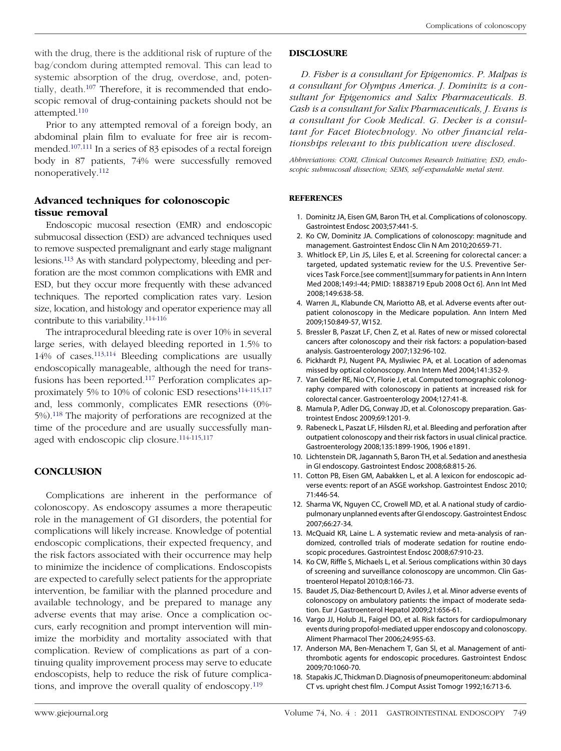with the drug, there is the additional risk of rupture of the bag/condom during attempted removal. This can lead to systemic absorption of the drug, overdose, and, potentially, death.[107] Therefore, it is recommended that endoscopic removal of drug-containing packets should not be attempted.[110]

Prior to any attempted removal of a foreign body, an abdominal plain film to evaluate for free air is recommended.[107,111] In a series of 83 episodes of a rectal foreign body in 87 patients, 74% were successfully removed nonoperatively.[112]

## Advanced techniques for colonoscopic tissue removal

Endoscopic mucosal resection (EMR) and endoscopic submucosal dissection (ESD) are advanced techniques used to remove suspected premalignant and early stage malignant lesions.[113] As with standard polypectomy, bleeding and perforation are the most common complications with EMR and ESD, but they occur more frequently with these advanced techniques. The reported complication rates vary. Lesion size, location, and histology and operator experience may all contribute to this variability.[114-116]

The intraprocedural bleeding rate is over 10% in several large series, with delayed bleeding reported in 1.5% to 14% of cases.[113,114] Bleeding complications are usually endoscopically manageable, although the need for transfusions has been reported.[117] Perforation complicates approximately 5% to 10% of colonic ESD resections[114-115,117] and, less commonly, complicates EMR resections (0%-5%).[118] The majority of perforations are recognized at the time of the procedure and are usually successfully managed with endoscopic clip closure.[114-115,117]

## CONCLUSION

Complications are inherent in the performance of colonoscopy. As endoscopy assumes a more therapeutic role in the management of GI disorders, the potential for complications will likely increase. Knowledge of potential endoscopic complications, their expected frequency, and the risk factors associated with their occurrence may help to minimize the incidence of complications. Endoscopists are expected to carefully select patients for the appropriate intervention, be familiar with the planned procedure and available technology, and be prepared to manage any adverse events that may arise. Once a complication occurs, early recognition and prompt intervention will minimize the morbidity and mortality associated with that complication. Review of complications as part of a continuing quality improvement process may serve to educate endoscopists, help to reduce the risk of future complications, and improve the overall quality of endoscopy.[119]

## DISCLOSURE

*D. Fisher is a consultant for Epigenomics. P. Malpas is a consultant for Olympus America. J. Dominitz is a consultant for Epigenomics and Salix Pharmaceuticals. B. Cash is a consultant for Salix Pharmaceuticals, J. Evans is a consultant for Cook Medical. G. Decker is a consultant for Facet Biotechnology. No other financial relationships relevant to this publication were disclosed.*

*Abbreviations: CORI, Clinical Outcomes Research Initiative; ESD, endoscopic submucosal dissection; SEMS, self-expandable metal stent.*

## REFERENCES

1. Dominitz JA, Eisen GM, Baron TH, et al. Complications of colonoscopy. Gastrointest Endosc 2003;57:441-5.
2. Ko CW, Dominitz JA. Complications of colonoscopy: magnitude and management. Gastrointest Endosc Clin N Am 2010;20:659-71.
3. Whitlock EP, Lin JS, Liles E, et al. Screening for colorectal cancer: a targeted, updated systematic review for the U.S. Preventive Services Task Force.[see comment][summary for patients in Ann Intern Med 2008;149:I-44; PMID: 18838719 Epub 2008 Oct 6]. Ann Int Med 2008;149:638-58.
4. Warren JL, Klabunde CN, Mariotto AB, et al. Adverse events after outpatient colonoscopy in the Medicare population. Ann Intern Med 2009;150:849-57, W152.
5. Bressler B, Paszat LF, Chen Z, et al. Rates of new or missed colorectal cancers after colonoscopy and their risk factors: a population-based analysis. Gastroenterology 2007;132:96-102.
6. Pickhardt PJ, Nugent PA, Mysliwiec PA, et al. Location of adenomas missed by optical colonoscopy. Ann Intern Med 2004;141:352-9.
7. Van Gelder RE, Nio CY, Florie J, et al. Computed tomographic colonography compared with colonoscopy in patients at increased risk for colorectal cancer. Gastroenterology 2004;127:41-8.
8. Mamula P, Adler DG, Conway JD, et al. Colonoscopy preparation. Gastrointest Endosc 2009;69:1201-9.
9. Rabeneck L, Paszat LF, Hilsden RJ, et al. Bleeding and perforation after outpatient colonoscopy and their risk factors in usual clinical practice. Gastroenterology 2008;135:1899-1906, 1906 e1891.
10. Lichtenstein DR, Jagannath S, Baron TH, et al. Sedation and anesthesia in GI endoscopy. Gastrointest Endosc 2008;68:815-26.
11. Cotton PB, Eisen GM, Aabakken L, et al. A lexicon for endoscopic adverse events: report of an ASGE workshop. Gastrointest Endosc 2010;71:446-54.
12. Sharma VK, Nguyen CC, Crowell MD, et al. A national study of cardiopulmonary unplanned events after GI endoscopy. Gastrointest Endosc 2007;66:27-34.
13. McQuaid KR, Laine L. A systematic review and meta-analysis of randomized, controlled trials of moderate sedation for routine endoscopic procedures. Gastrointest Endosc 2008;67:910-23.
14. Ko CW, Riffle S, Michaels L, et al. Serious complications within 30 days of screening and surveillance colonoscopy are uncommon. Clin Gastroenterol Hepatol 2010;8:166-73.
15. Baudet JS, Diaz-Bethencourt D, Aviles J, et al. Minor adverse events of colonoscopy on ambulatory patients: the impact of moderate sedation. Eur J Gastroenterol Hepatol 2009;21:656-61.
16. Vargo JJ, Holub JL, Faigel DO, et al. Risk factors for cardiopulmonary events during propofol-mediated upper endoscopy and colonoscopy. Aliment Pharmacol Ther 2006;24:955-63.
17. Anderson MA, Ben-Menachem T, Gan SI, et al. Management of antithrombotic agents for endoscopic procedures. Gastrointest Endosc 2009;70:1060-70.
18. Stapakis JC, Thickman D. Diagnosis of pneumoperitoneum: abdominal CT vs. upright chest film. J Comput Assist Tomogr 1992;16:713-6.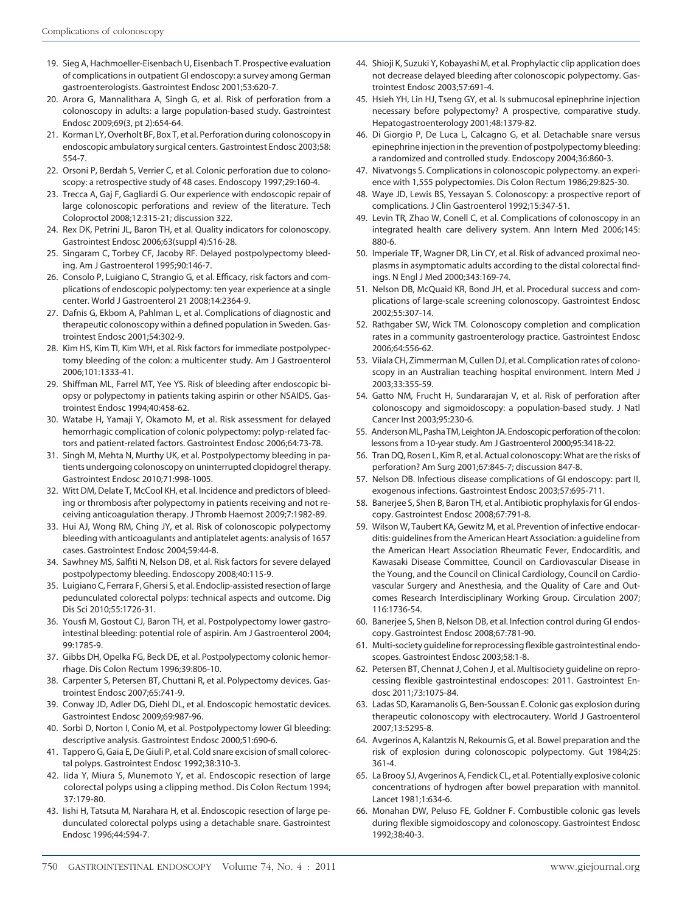19. Sieg A, Hachmoeller-Eisenbach U, Eisenbach T. Prospective evaluation of complications in outpatient GI endoscopy: a survey among German gastroenterologists. Gastrointest Endosc 2001;53:620-7.
20. Arora G, Mannalithara A, Singh G, et al. Risk of perforation from a colonoscopy in adults: a large population-based study. Gastrointest Endosc 2009;69(3, pt 2):654-64.
21. Korman LY, Overholt BF, Box T, et al. Perforation during colonoscopy in endoscopic ambulatory surgical centers. Gastrointest Endosc 2003;58:554-7.
22. Orsoni P, Berdah S, Verrier C, et al. Colonic perforation due to colonoscopy: a retrospective study of 48 cases. Endoscopy 1997;29:160-4.
23. Trecca A, Gaj F, Gagliardi G. Our experience with endoscopic repair of large colonoscopic perforations and review of the literature. Tech Coloproctol 2008;12:315-21; discussion 322.
24. Rex DK, Petrini JL, Baron TH, et al. Quality indicators for colonoscopy. Gastrointest Endosc 2006;63(suppl 4):S16-28.
25. Singaram C, Torbey CF, Jacoby RF. Delayed postpolypectomy bleeding. Am J Gastroenterol 1995;90:146-7.
26. Consolo P, Luigiano C, Strangio G, et al. Efficacy, risk factors and complications of endoscopic polypectomy: ten year experience at a single center. World J Gastroenterol 21 2008;14:2364-9.
27. Dafnis G, Ekbom A, Pahlman L, et al. Complications of diagnostic and therapeutic colonoscopy within a defined population in Sweden. Gastrointest Endosc 2001;54:302-9.
28. Kim HS, Kim TI, Kim WH, et al. Risk factors for immediate postpolypectomy bleeding of the colon: a multicenter study. Am J Gastroenterol 2006;101:1333-41.
29. Shiffman ML, Farrel MT, Yee YS. Risk of bleeding after endoscopic biopsy or polypectomy in patients taking aspirin or other NSAIDS. Gastrointest Endosc 1994;40:458-62.
30. Watabe H, Yamaji Y, Okamoto M, et al. Risk assessment for delayed hemorrhagic complication of colonic polypectomy: polyp-related factors and patient-related factors. Gastrointest Endosc 2006;64:73-78.
31. Singh M, Mehta N, Murthy UK, et al. Postpolypectomy bleeding in patients undergoing colonoscopy on uninterrupted clopidogrel therapy. Gastrointest Endosc 2010;71:998-1005.
32. Witt DM, Delate T, McCool KH, et al. Incidence and predictors of bleeding or thrombosis after polypectomy in patients receiving and not receiving anticoagulation therapy. J Thromb Haemost 2009;7:1982-89.
33. Hui AJ, Wong RM, Ching JY, et al. Risk of colonoscopic polypectomy bleeding with anticoagulants and antiplatelet agents: analysis of 1657 cases. Gastrointest Endosc 2004;59:44-8.
34. Sawhney MS, Salfiti N, Nelson DB, et al. Risk factors for severe delayed postpolypectomy bleeding. Endoscopy 2008;40:115-9.
35. Luigiano C, Ferrara F, Ghersi S, et al. Endoclip-assisted resection of large pedunculated colorectal polyps: technical aspects and outcome. Dig Dis Sci 2010;55:1726-31.
36. Yousfi M, Gostout CJ, Baron TH, et al. Postpolypectomy lower gastrointestinal bleeding: potential role of aspirin. Am J Gastroenterol 2004;99:1785-9.
37. Gibbs DH, Opelka FG, Beck DE, et al. Postpolypectomy colonic hemorrhage. Dis Colon Rectum 1996;39:806-10.
38. Carpenter S, Petersen BT, Chuttani R, et al. Polypectomy devices. Gastrointest Endosc 2007;65:741-9.
39. Conway JD, Adler DG, Diehl DL, et al. Endoscopic hemostatic devices. Gastrointest Endosc 2009;69:987-96.
40. Sorbi D, Norton I, Conio M, et al. Postpolypectomy lower GI bleeding: descriptive analysis. Gastrointest Endosc 2000;51:690-6.
41. Tappero G, Gaia E, De Giuli P, et al. Cold snare excision of small colorectal polyps. Gastrointest Endosc 1992;38:310-3.
42. Iida Y, Miura S, Munemoto Y, et al. Endoscopic resection of large colorectal polyps using a clipping method. Dis Colon Rectum 1994;37:179-80.
43. Iishi H, Tatsuta M, Narahara H, et al. Endoscopic resection of large pedunculated colorectal polyps using a detachable snare. Gastrointest Endosc 1996;44:594-7.
44. Shioji K, Suzuki Y, Kobayashi M, et al. Prophylactic clip application does not decrease delayed bleeding after colonoscopic polypectomy. Gastrointest Endosc 2003;57:691-4.
45. Hsieh YH, Lin HJ, Tseng GY, et al. Is submucosal epinephrine injection necessary before polypectomy? A prospective, comparative study. Hepatogastroenterology 2001;48:1379-82.
46. Di Giorgio P, De Luca L, Calcagno G, et al. Detachable snare versus epinephrine injection in the prevention of postpolypectomy bleeding: a randomized and controlled study. Endoscopy 2004;36:860-3.
47. Nivatvongs S. Complications in colonoscopic polypectomy. an experience with 1,555 polypectomies. Dis Colon Rectum 1986;29:825-30.
48. Waye JD, Lewis BS, Yessayan S. Colonoscopy: a prospective report of complications. J Clin Gastroenterol 1992;15:347-51.
49. Levin TR, Zhao W, Conell C, et al. Complications of colonoscopy in an integrated health care delivery system. Ann Intern Med 2006;145:880-6.
50. Imperiale TF, Wagner DR, Lin CY, et al. Risk of advanced proximal neoplasms in asymptomatic adults according to the distal colorectal findings. N Engl J Med 2000;343:169-74.
51. Nelson DB, McQuaid KR, Bond JH, et al. Procedural success and complications of large-scale screening colonoscopy. Gastrointest Endosc 2002;55:307-14.
52. Rathgaber SW, Wick TM. Colonoscopy completion and complication rates in a community gastroenterology practice. Gastrointest Endosc 2006;64:556-62.
53. Viiala CH, Zimmerman M, Cullen DJ, et al. Complication rates of colonoscopy in an Australian teaching hospital environment. Intern Med J 2003;33:355-59.
54. Gatto NM, Frucht H, Sundararajan V, et al. Risk of perforation after colonoscopy and sigmoidoscopy: a population-based study. J Natl Cancer Inst 2003;95:230-6.
55. Anderson ML, Pasha TM, Leighton JA. Endoscopic perforation of the colon: lessons from a 10-year study. Am J Gastroenterol 2000;95:3418-22.
56. Tran DQ, Rosen L, Kim R, et al. Actual colonoscopy: What are the risks of perforation? Am Surg 2001;67:845-7; discussion 847-8.
57. Nelson DB. Infectious disease complications of GI endoscopy: part II, exogenous infections. Gastrointest Endosc 2003;57:695-711.
58. Banerjee S, Shen B, Baron TH, et al. Antibiotic prophylaxis for GI endoscopy. Gastrointest Endosc 2008;67:791-8.
59. Wilson W, Taubert KA, Gewitz M, et al. Prevention of infective endocarditis: guidelines from the American Heart Association: a guideline from the American Heart Association Rheumatic Fever, Endocarditis, and Kawasaki Disease Committee, Council on Cardiovascular Disease in the Young, and the Council on Clinical Cardiology, Council on Cardiovascular Surgery and Anesthesia, and the Quality of Care and Outcomes Research Interdisciplinary Working Group. Circulation 2007;116:1736-54.
60. Banerjee S, Shen B, Nelson DB, et al. Infection control during GI endoscopy. Gastrointest Endosc 2008;67:781-90.
61. Multi-society guideline for reprocessing flexible gastrointestinal endoscopes. Gastrointest Endosc 2003;58:1-8.
62. Petersen BT, Chennat J, Cohen J, et al. Multisociety guideline on reprocessing flexible gastrointestinal endoscopes: 2011. Gastrointest Endosc 2011;73:1075-84.
63. Ladas SD, Karamanolis G, Ben-Soussan E. Colonic gas explosion during therapeutic colonoscopy with electrocautery. World J Gastroenterol 2007;13:5295-8.
64. Avgerinos A, Kalantzis N, Rekoumis G, et al. Bowel preparation and the risk of explosion during colonoscopic polypectomy. Gut 1984;25:361-4.
65. La Brooy SJ, Avgerinos A, Fendick CL, et al. Potentially explosive colonic concentrations of hydrogen after bowel preparation with mannitol. Lancet 1981;1:634-6.
66. Monahan DW, Peluso FE, Goldner F. Combustible colonic gas levels during flexible sigmoidoscopy and colonoscopy. Gastrointest Endosc 1992;38:40-3.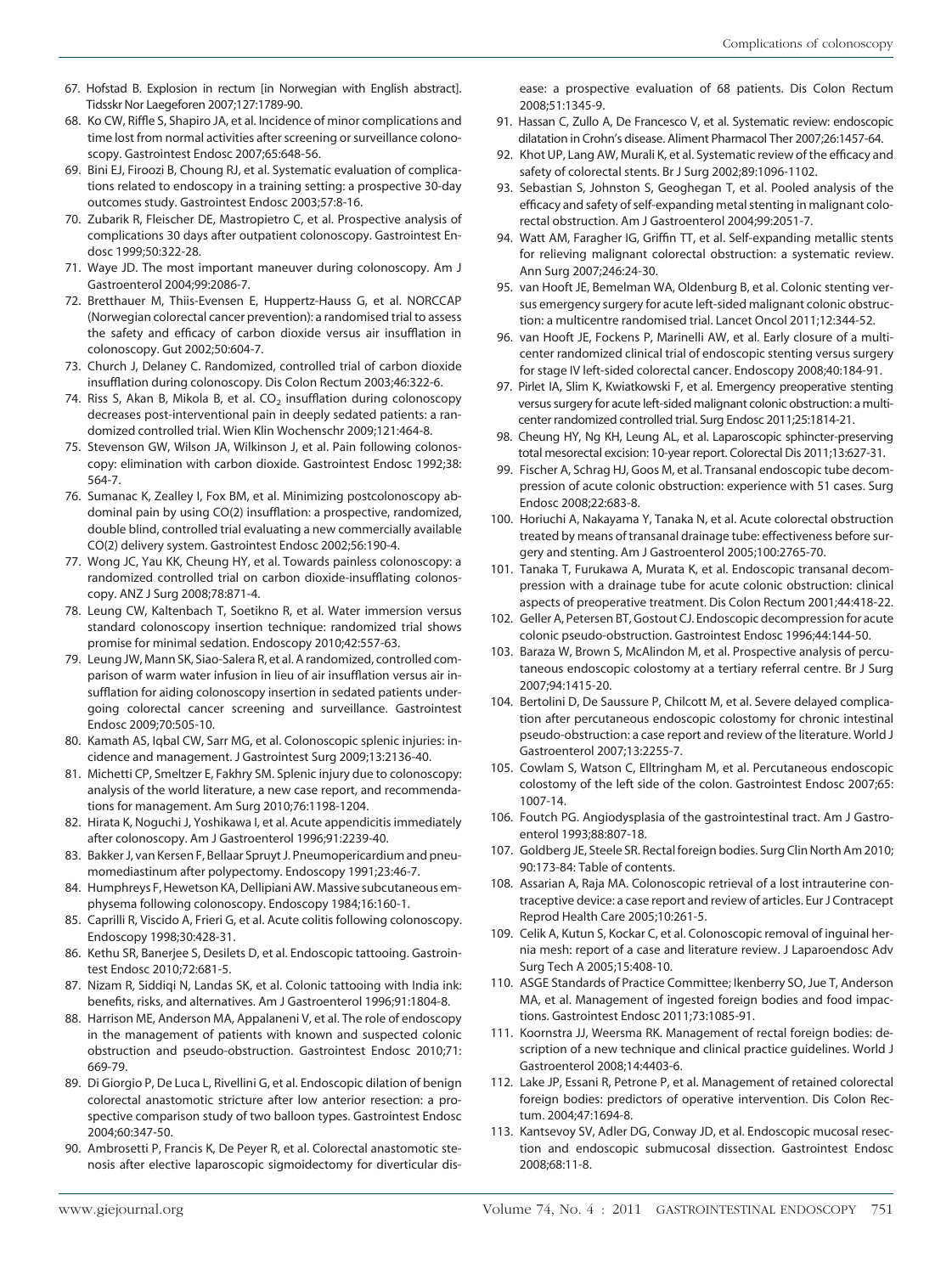67. Hofstad B. Explosion in rectum [in Norwegian with English abstract]. Tidsskr Nor Laegeforen 2007;127:1789-90.
68. Ko CW, Riffle S, Shapiro JA, et al. Incidence of minor complications and time lost from normal activities after screening or surveillance colonoscopy. Gastrointest Endosc 2007;65:648-56.
69. Bini EJ, Firoozi B, Choung RJ, et al. Systematic evaluation of complications related to endoscopy in a training setting: a prospective 30-day outcomes study. Gastrointest Endosc 2003;57:8-16.
70. Zubarik R, Fleischer DE, Mastropietro C, et al. Prospective analysis of complications 30 days after outpatient colonoscopy. Gastrointest Endosc 1999;50:322-28.
71. Waye JD. The most important maneuver during colonoscopy. Am J Gastroenterol 2004;99:2086-7.
72. Bretthauer M, Thiis-Evensen E, Huppertz-Hauss G, et al. NORCCAP (Norwegian colorectal cancer prevention): a randomised trial to assess the safety and efficacy of carbon dioxide versus air insufflation in colonoscopy. Gut 2002;50:604-7.
73. Church J, Delaney C. Randomized, controlled trial of carbon dioxide insufflation during colonoscopy. Dis Colon Rectum 2003;46:322-6.
74. Riss S, Akan B, Mikola B, et al. $CO_2$ insufflation during colonoscopy decreases post-interventional pain in deeply sedated patients: a randomized controlled trial. Wien Klin Wochenschr 2009;121:464-8.
75. Stevenson GW, Wilson JA, Wilkinson J, et al. Pain following colonoscopy: elimination with carbon dioxide. Gastrointest Endosc 1992;38: 564-7.
76. Sumanac K, Zealley I, Fox BM, et al. Minimizing postcolonoscopy abdominal pain by using CO(2) insufflation: a prospective, randomized, double blind, controlled trial evaluating a new commercially available CO(2) delivery system. Gastrointest Endosc 2002;56:190-4.
77. Wong JC, Yau KK, Cheung HY, et al. Towards painless colonoscopy: a randomized controlled trial on carbon dioxide-insufflating colonoscopy. ANZ J Surg 2008;78:871-4.
78. Leung CW, Kaltenbach T, Soetikno R, et al. Water immersion versus standard colonoscopy insertion technique: randomized trial shows promise for minimal sedation. Endoscopy 2010;42:557-63.
79. Leung JW, Mann SK, Siao-Salera R, et al. A randomized, controlled comparison of warm water infusion in lieu of air insufflation versus air insufflation for aiding colonoscopy insertion in sedated patients undergoing colorectal cancer screening and surveillance. Gastrointest Endosc 2009;70:505-10.
80. Kamath AS, Iqbal CW, Sarr MG, et al. Colonoscopic splenic injuries: incidence and management. J Gastrointest Surg 2009;13:2136-40.
81. Michetti CP, Smeltzer E, Fakhry SM. Splenic injury due to colonoscopy: analysis of the world literature, a new case report, and recommendations for management. Am Surg 2010;76:1198-1204.
82. Hirata K, Noguchi J, Yoshikawa I, et al. Acute appendicitis immediately after colonoscopy. Am J Gastroenterol 1996;91:2239-40.
83. Bakker J, van Kersen F, Bellaar Spruyt J. Pneumopericardium and pneumomediastinum after polypectomy. Endoscopy 1991;23:46-7.
84. Humphreys F, Hewetson KA, Dellipiani AW. Massive subcutaneous emphysema following colonoscopy. Endoscopy 1984;16:160-1.
85. Caprilli R, Viscido A, Frieri G, et al. Acute colitis following colonoscopy. Endoscopy 1998;30:428-31.
86. Kethu SR, Banerjee S, Desilets D, et al. Endoscopic tattooing. Gastrointest Endosc 2010;72:681-5.
87. Nizam R, Siddiqi N, Landas SK, et al. Colonic tattooing with India ink: benefits, risks, and alternatives. Am J Gastroenterol 1996;91:1804-8.
88. Harrison ME, Anderson MA, Appalaneni V, et al. The role of endoscopy in the management of patients with known and suspected colonic obstruction and pseudo-obstruction. Gastrointest Endosc 2010;71: 669-79.
89. Di Giorgio P, De Luca L, Rivellini G, et al. Endoscopic dilation of benign colorectal anastomotic stricture after low anterior resection: a prospective comparison study of two balloon types. Gastrointest Endosc 2004;60:347-50.
90. Ambrosetti P, Francis K, De Peyer R, et al. Colorectal anastomotic stenosis after elective laparoscopic sigmoidectomy for diverticular disease: a prospective evaluation of 68 patients. Dis Colon Rectum 2008;51:1345-9.
91. Hassan C, Zullo A, De Francesco V, et al. Systematic review: endoscopic dilatation in Crohn's disease. Aliment Pharmacol Ther 2007;26:1457-64.
92. Khot UP, Lang AW, Murali K, et al. Systematic review of the efficacy and safety of colorectal stents. Br J Surg 2002;89:1096-1102.
93. Sebastian S, Johnston S, Geoghegan T, et al. Pooled analysis of the efficacy and safety of self-expanding metal stenting in malignant colorectal obstruction. Am J Gastroenterol 2004;99:2051-7.
94. Watt AM, Faragher IG, Griffin TT, et al. Self-expanding metallic stents for relieving malignant colorectal obstruction: a systematic review. Ann Surg 2007;246:24-30.
95. van Hooft JE, Bemelman WA, Oldenburg B, et al. Colonic stenting versus emergency surgery for acute left-sided malignant colonic obstruction: a multicentre randomised trial. Lancet Oncol 2011;12:344-52.
96. van Hooft JE, Fockens P, Marinelli AW, et al. Early closure of a multicenter randomized clinical trial of endoscopic stenting versus surgery for stage IV left-sided colorectal cancer. Endoscopy 2008;40:184-91.
97. Pirlet IA, Slim K, Kwiatkowski F, et al. Emergency preoperative stenting versus surgery for acute left-sided malignant colonic obstruction: a multicenter randomized controlled trial. Surg Endosc 2011;25:1814-21.
98. Cheung HY, Ng KH, Leung AL, et al. Laparoscopic sphincter-preserving total mesorectal excision: 10-year report. Colorectal Dis 2011;13:627-31.
99. Fischer A, Schrag HJ, Goos M, et al. Transanal endoscopic tube decompression of acute colonic obstruction: experience with 51 cases. Surg Endosc 2008;22:683-8.
100. Horiuchi A, Nakayama Y, Tanaka N, et al. Acute colorectal obstruction treated by means of transanal drainage tube: effectiveness before surgery and stenting. Am J Gastroenterol 2005;100:2765-70.
101. Tanaka T, Furukawa A, Murata K, et al. Endoscopic transanal decompression with a drainage tube for acute colonic obstruction: clinical aspects of preoperative treatment. Dis Colon Rectum 2001;44:418-22.
102. Geller A, Petersen BT, Gostout CJ. Endoscopic decompression for acute colonic pseudo-obstruction. Gastrointest Endosc 1996;44:144-50.
103. Baraza W, Brown S, McAlindon M, et al. Prospective analysis of percutaneous endoscopic colostomy at a tertiary referral centre. Br J Surg 2007;94:1415-20.
104. Bertolini D, De Saussure P, Chilcott M, et al. Severe delayed complication after percutaneous endoscopic colostomy for chronic intestinal pseudo-obstruction: a case report and review of the literature. World J Gastroenterol 2007;13:2255-7.
105. Cowlam S, Watson C, Elltringham M, et al. Percutaneous endoscopic colostomy of the left side of the colon. Gastrointest Endosc 2007;65: 1007-14.
106. Foutch PG. Angiodysplasia of the gastrointestinal tract. Am J Gastroenterol 1993;88:807-18.
107. Goldberg JE, Steele SR. Rectal foreign bodies. Surg Clin North Am 2010; 90:173-84: Table of contents.
108. Assarian A, Raja MA. Colonoscopic retrieval of a lost intrauterine contraceptive device: a case report and review of articles. Eur J Contracept Reprod Health Care 2005;10:261-5.
109. Celik A, Kutun S, Kockar C, et al. Colonoscopic removal of inguinal hernia mesh: report of a case and literature review. J Laparoendosc Adv Surg Tech A 2005;15:408-10.
110. ASGE Standards of Practice Committee; Ikenberry SO, Jue T, Anderson MA, et al. Management of ingested foreign bodies and food impactions. Gastrointest Endosc 2011;73:1085-91.
111. Koornstra JJ, Weersma RK. Management of rectal foreign bodies: description of a new technique and clinical practice guidelines. World J Gastroenterol 2008;14:4403-6.
112. Lake JP, Essani R, Petrone P, et al. Management of retained colorectal foreign bodies: predictors of operative intervention. Dis Colon Rectum. 2004;47:1694-8.
113. Kantsevoy SV, Adler DG, Conway JD, et al. Endoscopic mucosal resection and endoscopic submucosal dissection. Gastrointest Endosc 2008;68:11-8.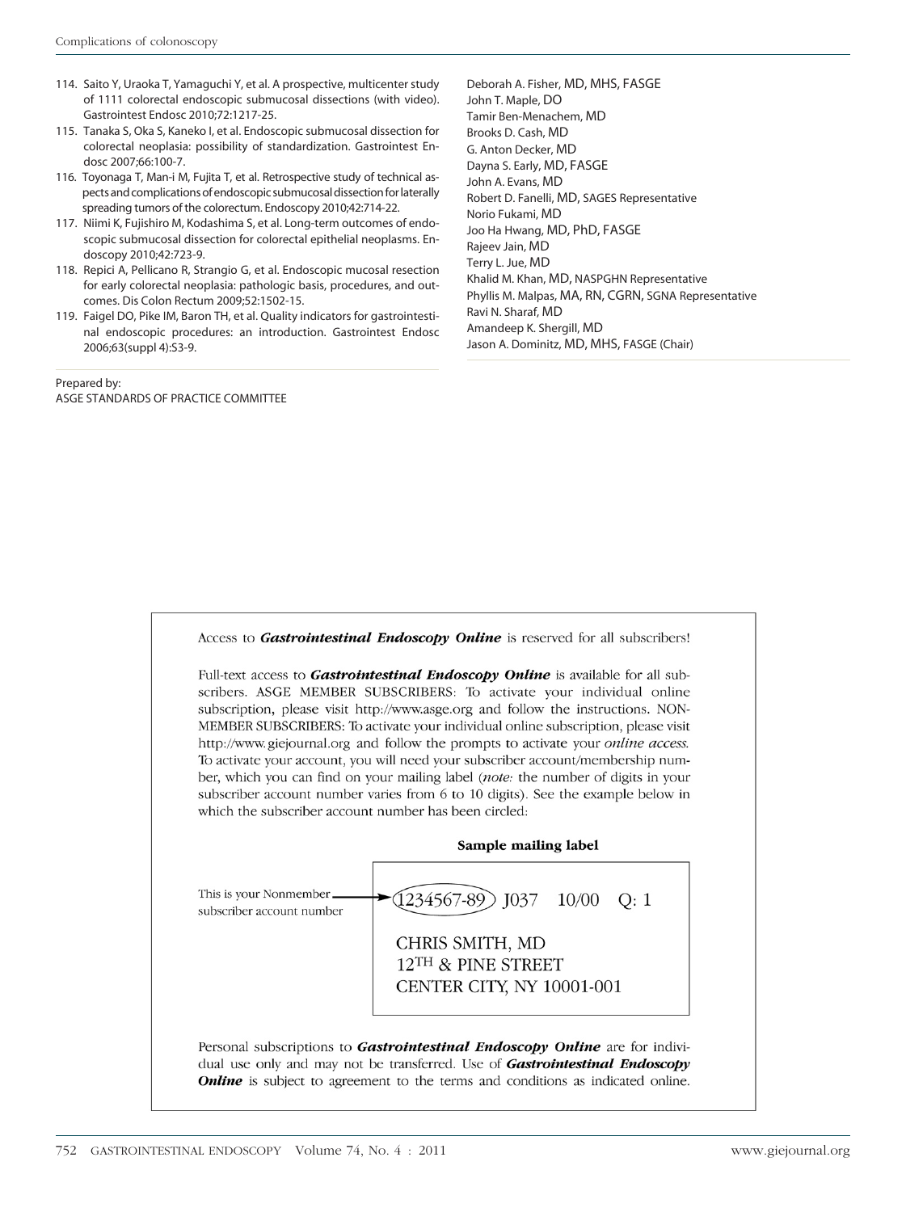114. Saito Y, Uraoka T, Yamaguchi Y, et al. A prospective, multicenter study of 1111 colorectal endoscopic submucosal dissections (with video). Gastrointest Endosc 2010;72:1217-25.
115. Tanaka S, Oka S, Kaneko I, et al. Endoscopic submucosal dissection for colorectal neoplasia: possibility of standardization. Gastrointest Endosc 2007;66:100-7.
116. Toyonaga T, Man-i M, Fujita T, et al. Retrospective study of technical aspects and complications of endoscopic submucosal dissection for laterally spreading tumors of the colorectum. Endoscopy 2010;42:714-22.
117. Niimi K, Fujishiro M, Kodashima S, et al. Long-term outcomes of endoscopic submucosal dissection for colorectal epithelial neoplasms. Endoscopy 2010;42:723-9.
118. Repici A, Pellicano R, Strangio G, et al. Endoscopic mucosal resection for early colorectal neoplasia: pathologic basis, procedures, and outcomes. Dis Colon Rectum 2009;52:1502-15.
119. Faigel DO, Pike IM, Baron TH, et al. Quality indicators for gastrointestinal endoscopic procedures: an introduction. Gastrointest Endosc 2006;63(suppl 4):S3-9.

Prepared by:
ASGE STANDARDS OF PRACTICE COMMITTEE
Deborah A. Fisher, MD, MHS, FASGE
John T. Maple, DO
Tamir Ben-Menachem, MD
Brooks D. Cash, MD
G. Anton Decker, MD
Dayna S. Early, MD, FASGE
John A. Evans, MD
Robert D. Fanelli, MD, SAGES Representative
Norio Fukami, MD
Joo Ha Hwang, MD, PhD, FASGE
Rajeev Jain, MD
Terry L. Jue, MD
Khalid M. Khan, MD, NASPGHN Representative
Phyllis M. Malpas, MA, RN, CGRN, SGNA Representative
Ravi N. Sharaf, MD
Amandeep K. Shergill, MD
Jason A. Dominitz, MD, MHS, FASGE (Chair)

Access to ***Gastrointestinal Endoscopy Online*** is reserved for all subscribers!

Full-text access to ***Gastrointestinal Endoscopy Online*** is available for all subscribers. ASGE MEMBER SUBSCRIBERS: To activate your individual online subscription, please visit http://www.asge.org and follow the instructions. NON-MEMBER SUBSCRIBERS: To activate your individual online subscription, please visit http://www.giejournal.org and follow the prompts to activate your *online access*. To activate your account, you will need your subscriber account/membership number, which you can find on your mailing label (*note:* the number of digits in your subscriber account number varies from 6 to 10 digits). See the example below in which the subscriber account number has been circled:

**Sample mailing label**

This is your Nonmember subscriber account number → 1234567-89 J037 10/00 Q: 1

CHRIS SMITH, MD
12TH & PINE STREET
CENTER CITY, NY 10001-001

Personal subscriptions to ***Gastrointestinal Endoscopy Online*** are for individual use only and may not be transferred. Use of ***Gastrointestinal Endoscopy Online*** is subject to agreement to the terms and conditions as indicated online.